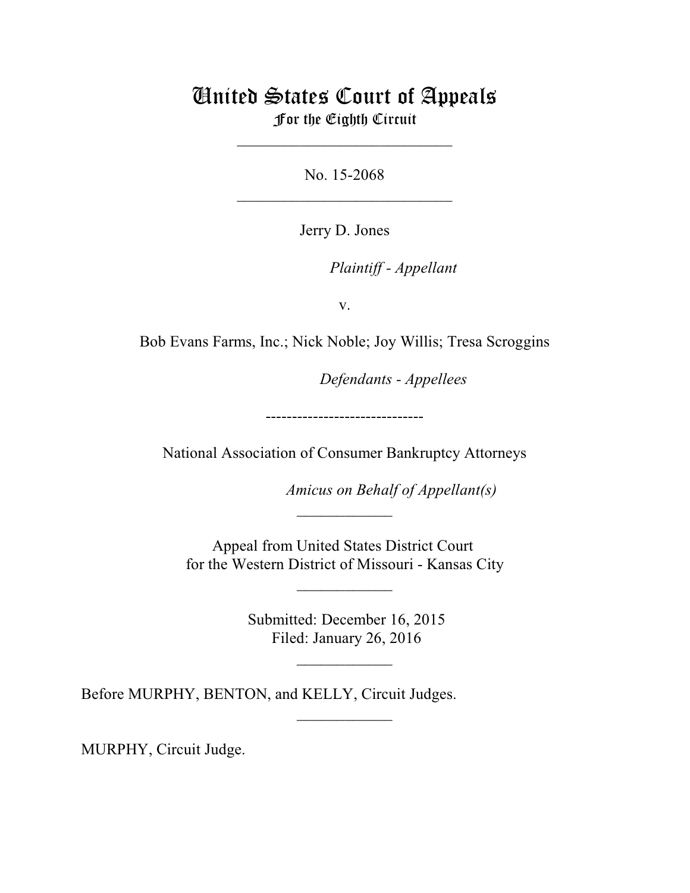# United States Court of Appeals
## For the Eighth Circuit

---

No. 15-2068

---

Jerry D. Jones

*Plaintiff - Appellant*

v.

Bob Evans Farms, Inc.; Nick Noble; Joy Willis; Tresa Scroggins

*Defendants - Appellees*

------------------------------

National Association of Consumer Bankruptcy Attorneys

*Amicus on Behalf of Appellant(s)*

---

Appeal from United States District Court
for the Western District of Missouri - Kansas City

---

Submitted: December 16, 2015
Filed: January 26, 2016

---

Before MURPHY, BENTON, and KELLY, Circuit Judges.

---

MURPHY, Circuit Judge.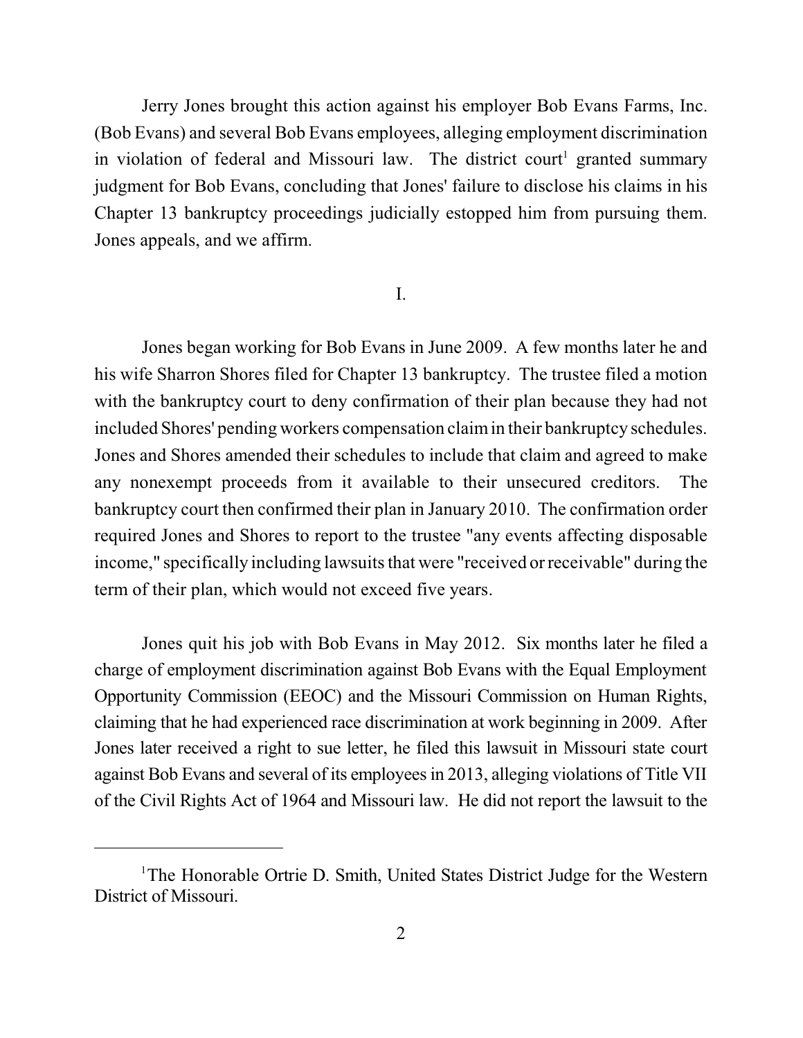Jerry Jones brought this action against his employer Bob Evans Farms, Inc. (Bob Evans) and several Bob Evans employees, alleging employment discrimination in violation of federal and Missouri law. The district court[1] granted summary judgment for Bob Evans, concluding that Jones' failure to disclose his claims in his Chapter 13 bankruptcy proceedings judicially estopped him from pursuing them. Jones appeals, and we affirm.

I.

Jones began working for Bob Evans in June 2009. A few months later he and his wife Sharron Shores filed for Chapter 13 bankruptcy. The trustee filed a motion with the bankruptcy court to deny confirmation of their plan because they had not included Shores' pending workers compensation claim in their bankruptcy schedules. Jones and Shores amended their schedules to include that claim and agreed to make any nonexempt proceeds from it available to their unsecured creditors. The bankruptcy court then confirmed their plan in January 2010. The confirmation order required Jones and Shores to report to the trustee "any events affecting disposable income," specifically including lawsuits that were "received or receivable" during the term of their plan, which would not exceed five years.

Jones quit his job with Bob Evans in May 2012. Six months later he filed a charge of employment discrimination against Bob Evans with the Equal Employment Opportunity Commission (EEOC) and the Missouri Commission on Human Rights, claiming that he had experienced race discrimination at work beginning in 2009. After Jones later received a right to sue letter, he filed this lawsuit in Missouri state court against Bob Evans and several of its employees in 2013, alleging violations of Title VII of the Civil Rights Act of 1964 and Missouri law. He did not report the lawsuit to the

[1] The Honorable Ortrie D. Smith, United States District Judge for the Western District of Missouri.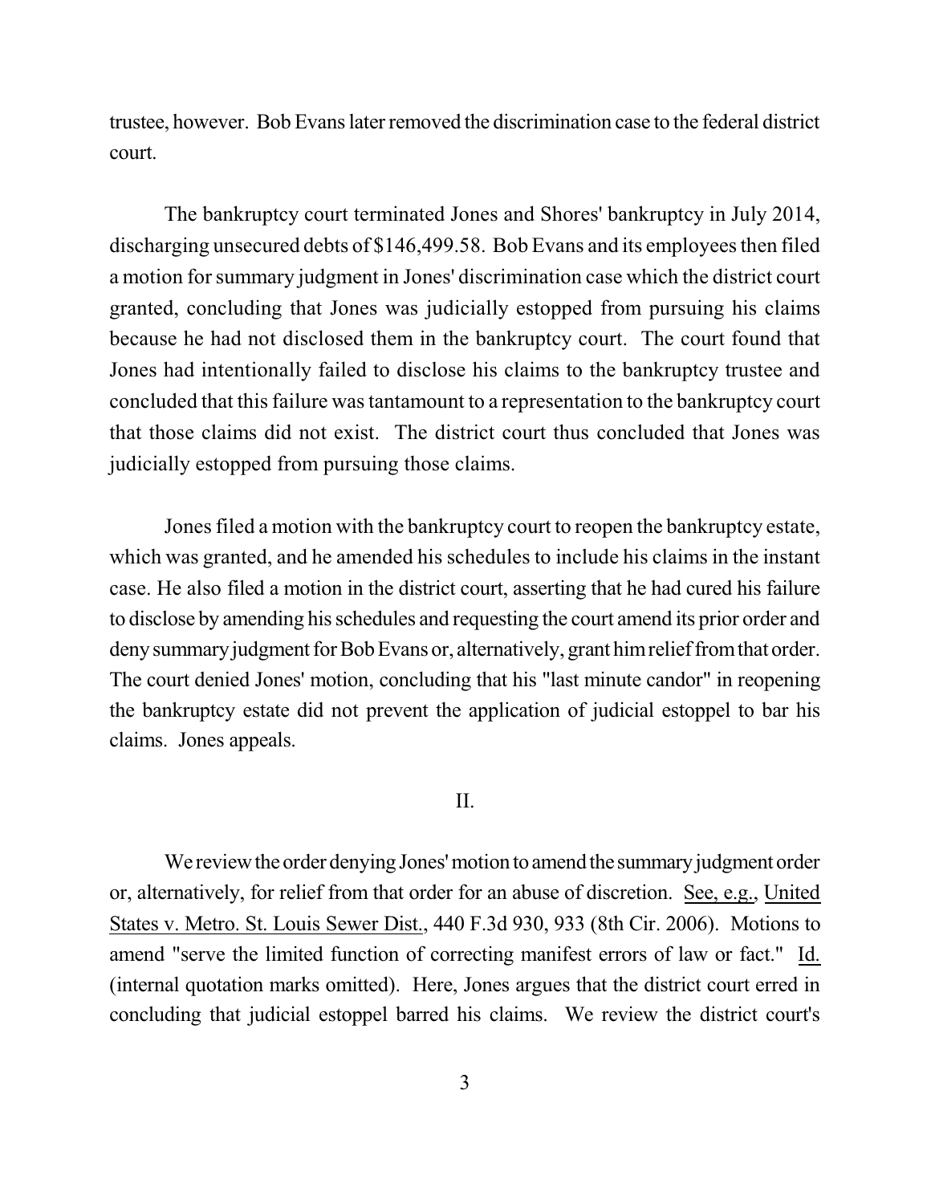trustee, however. Bob Evans later removed the discrimination case to the federal district court.

The bankruptcy court terminated Jones and Shores' bankruptcy in July 2014, discharging unsecured debts of $146,499.58. Bob Evans and its employees then filed a motion for summary judgment in Jones' discrimination case which the district court granted, concluding that Jones was judicially estopped from pursuing his claims because he had not disclosed them in the bankruptcy court. The court found that Jones had intentionally failed to disclose his claims to the bankruptcy trustee and concluded that this failure was tantamount to a representation to the bankruptcy court that those claims did not exist. The district court thus concluded that Jones was judicially estopped from pursuing those claims.

Jones filed a motion with the bankruptcy court to reopen the bankruptcy estate, which was granted, and he amended his schedules to include his claims in the instant case. He also filed a motion in the district court, asserting that he had cured his failure to disclose by amending his schedules and requesting the court amend its prior order and deny summary judgment for Bob Evans or, alternatively, grant him relief from that order. The court denied Jones' motion, concluding that his "last minute candor" in reopening the bankruptcy estate did not prevent the application of judicial estoppel to bar his claims. Jones appeals.

## II.

We review the order denying Jones' motion to amend the summary judgment order or, alternatively, for relief from that order for an abuse of discretion. See, e.g., United States v. Metro. St. Louis Sewer Dist., 440 F.3d 930, 933 (8th Cir. 2006). Motions to amend "serve the limited function of correcting manifest errors of law or fact." Id. (internal quotation marks omitted). Here, Jones argues that the district court erred in concluding that judicial estoppel barred his claims. We review the district court's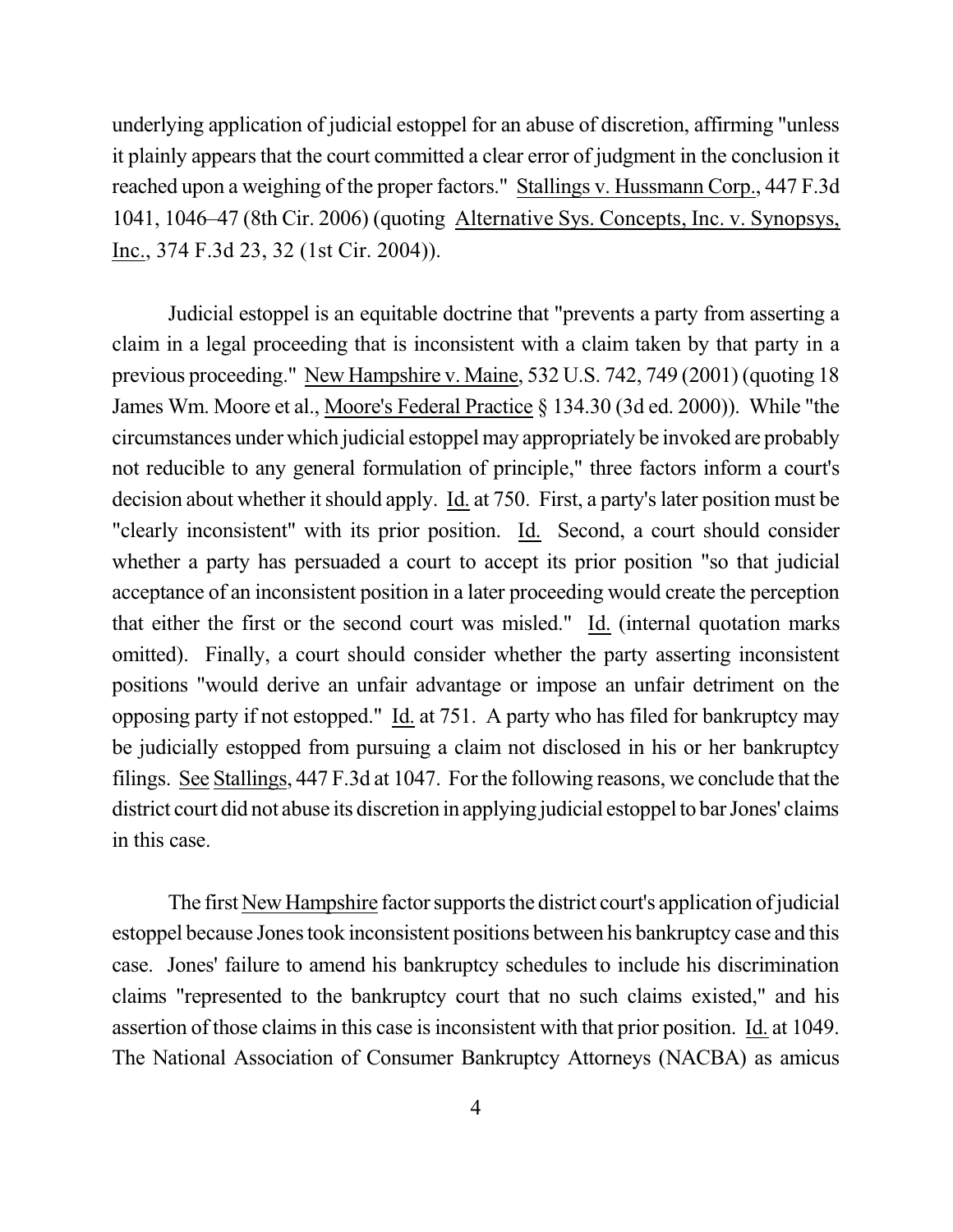underlying application of judicial estoppel for an abuse of discretion, affirming "unless it plainly appears that the court committed a clear error of judgment in the conclusion it reached upon a weighing of the proper factors." Stallings v. Hussmann Corp., 447 F.3d 1041, 1046–47 (8th Cir. 2006) (quoting Alternative Sys. Concepts, Inc. v. Synopsys, Inc., 374 F.3d 23, 32 (1st Cir. 2004)).

Judicial estoppel is an equitable doctrine that "prevents a party from asserting a claim in a legal proceeding that is inconsistent with a claim taken by that party in a previous proceeding." New Hampshire v. Maine, 532 U.S. 742, 749 (2001) (quoting 18 James Wm. Moore et al., Moore's Federal Practice § 134.30 (3d ed. 2000)). While "the circumstances under which judicial estoppel may appropriately be invoked are probably not reducible to any general formulation of principle," three factors inform a court's decision about whether it should apply. Id. at 750. First, a party's later position must be "clearly inconsistent" with its prior position. Id. Second, a court should consider whether a party has persuaded a court to accept its prior position "so that judicial acceptance of an inconsistent position in a later proceeding would create the perception that either the first or the second court was misled." Id. (internal quotation marks omitted). Finally, a court should consider whether the party asserting inconsistent positions "would derive an unfair advantage or impose an unfair detriment on the opposing party if not estopped." Id. at 751. A party who has filed for bankruptcy may be judicially estopped from pursuing a claim not disclosed in his or her bankruptcy filings. See Stallings, 447 F.3d at 1047. For the following reasons, we conclude that the district court did not abuse its discretion in applying judicial estoppel to bar Jones' claims in this case.

The first New Hampshire factor supports the district court's application of judicial estoppel because Jones took inconsistent positions between his bankruptcy case and this case. Jones' failure to amend his bankruptcy schedules to include his discrimination claims "represented to the bankruptcy court that no such claims existed," and his assertion of those claims in this case is inconsistent with that prior position. Id. at 1049. The National Association of Consumer Bankruptcy Attorneys (NACBA) as amicus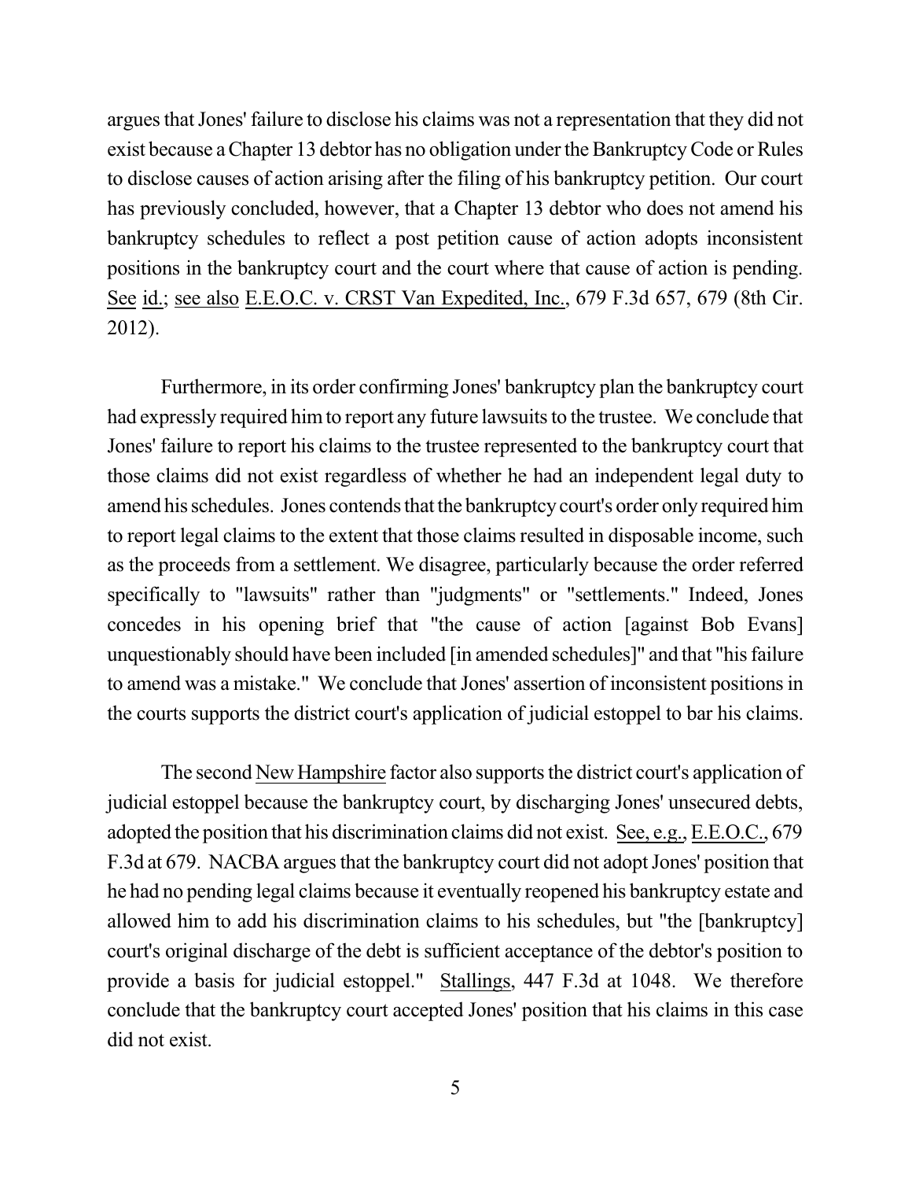argues that Jones' failure to disclose his claims was not a representation that they did not exist because a Chapter 13 debtor has no obligation under the Bankruptcy Code or Rules to disclose causes of action arising after the filing of his bankruptcy petition. Our court has previously concluded, however, that a Chapter 13 debtor who does not amend his bankruptcy schedules to reflect a post petition cause of action adopts inconsistent positions in the bankruptcy court and the court where that cause of action is pending. See id.; see also E.E.O.C. v. CRST Van Expedited, Inc., 679 F.3d 657, 679 (8th Cir. 2012).

Furthermore, in its order confirming Jones' bankruptcy plan the bankruptcy court had expressly required him to report any future lawsuits to the trustee. We conclude that Jones' failure to report his claims to the trustee represented to the bankruptcy court that those claims did not exist regardless of whether he had an independent legal duty to amend his schedules. Jones contends that the bankruptcy court's order only required him to report legal claims to the extent that those claims resulted in disposable income, such as the proceeds from a settlement. We disagree, particularly because the order referred specifically to "lawsuits" rather than "judgments" or "settlements." Indeed, Jones concedes in his opening brief that "the cause of action [against Bob Evans] unquestionably should have been included [in amended schedules]" and that "his failure to amend was a mistake." We conclude that Jones' assertion of inconsistent positions in the courts supports the district court's application of judicial estoppel to bar his claims.

The second New Hampshire factor also supports the district court's application of judicial estoppel because the bankruptcy court, by discharging Jones' unsecured debts, adopted the position that his discrimination claims did not exist. See, e.g., E.E.O.C., 679 F.3d at 679. NACBA argues that the bankruptcy court did not adopt Jones' position that he had no pending legal claims because it eventually reopened his bankruptcy estate and allowed him to add his discrimination claims to his schedules, but "the [bankruptcy] court's original discharge of the debt is sufficient acceptance of the debtor's position to provide a basis for judicial estoppel." Stallings, 447 F.3d at 1048. We therefore conclude that the bankruptcy court accepted Jones' position that his claims in this case did not exist.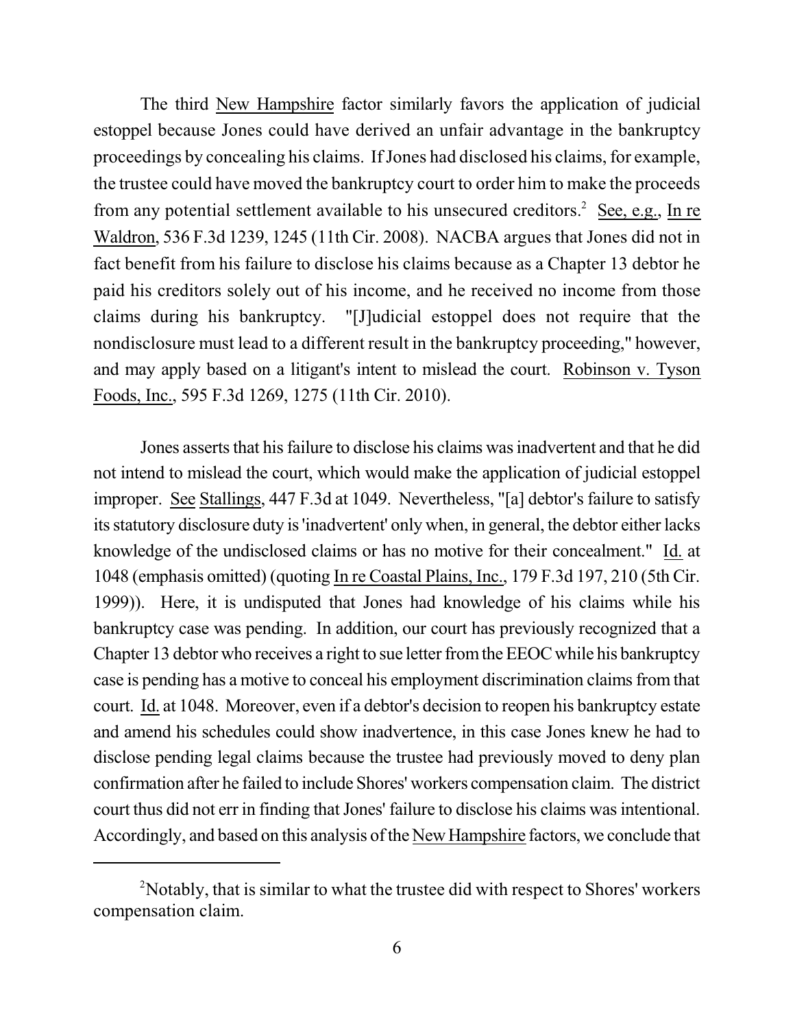The third New Hampshire factor similarly favors the application of judicial estoppel because Jones could have derived an unfair advantage in the bankruptcy proceedings by concealing his claims. If Jones had disclosed his claims, for example, the trustee could have moved the bankruptcy court to order him to make the proceeds from any potential settlement available to his unsecured creditors.[2] See, e.g., In re Waldron, 536 F.3d 1239, 1245 (11th Cir. 2008). NACBA argues that Jones did not in fact benefit from his failure to disclose his claims because as a Chapter 13 debtor he paid his creditors solely out of his income, and he received no income from those claims during his bankruptcy. "[J]udicial estoppel does not require that the nondisclosure must lead to a different result in the bankruptcy proceeding," however, and may apply based on a litigant's intent to mislead the court. Robinson v. Tyson Foods, Inc., 595 F.3d 1269, 1275 (11th Cir. 2010).

Jones asserts that his failure to disclose his claims was inadvertent and that he did not intend to mislead the court, which would make the application of judicial estoppel improper. See Stallings, 447 F.3d at 1049. Nevertheless, "[a] debtor's failure to satisfy its statutory disclosure duty is 'inadvertent' only when, in general, the debtor either lacks knowledge of the undisclosed claims or has no motive for their concealment." Id. at 1048 (emphasis omitted) (quoting In re Coastal Plains, Inc., 179 F.3d 197, 210 (5th Cir. 1999)). Here, it is undisputed that Jones had knowledge of his claims while his bankruptcy case was pending. In addition, our court has previously recognized that a Chapter 13 debtor who receives a right to sue letter from the EEOC while his bankruptcy case is pending has a motive to conceal his employment discrimination claims from that court. Id. at 1048. Moreover, even if a debtor's decision to reopen his bankruptcy estate and amend his schedules could show inadvertence, in this case Jones knew he had to disclose pending legal claims because the trustee had previously moved to deny plan confirmation after he failed to include Shores' workers compensation claim. The district court thus did not err in finding that Jones' failure to disclose his claims was intentional. Accordingly, and based on this analysis of the New Hampshire factors, we conclude that

---

[2] Notably, that is similar to what the trustee did with respect to Shores' workers compensation claim.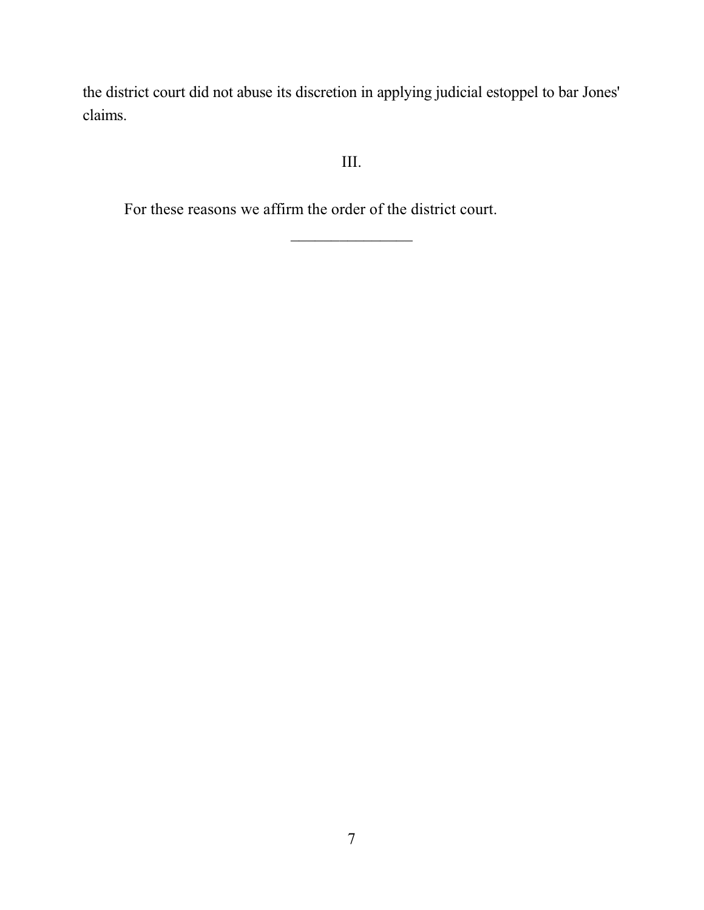the district court did not abuse its discretion in applying judicial estoppel to bar Jones' claims.

## III.

For these reasons we affirm the order of the district court.

\_\_\_\_\_\_\_\_\_\_\_\_\_\_\_\_